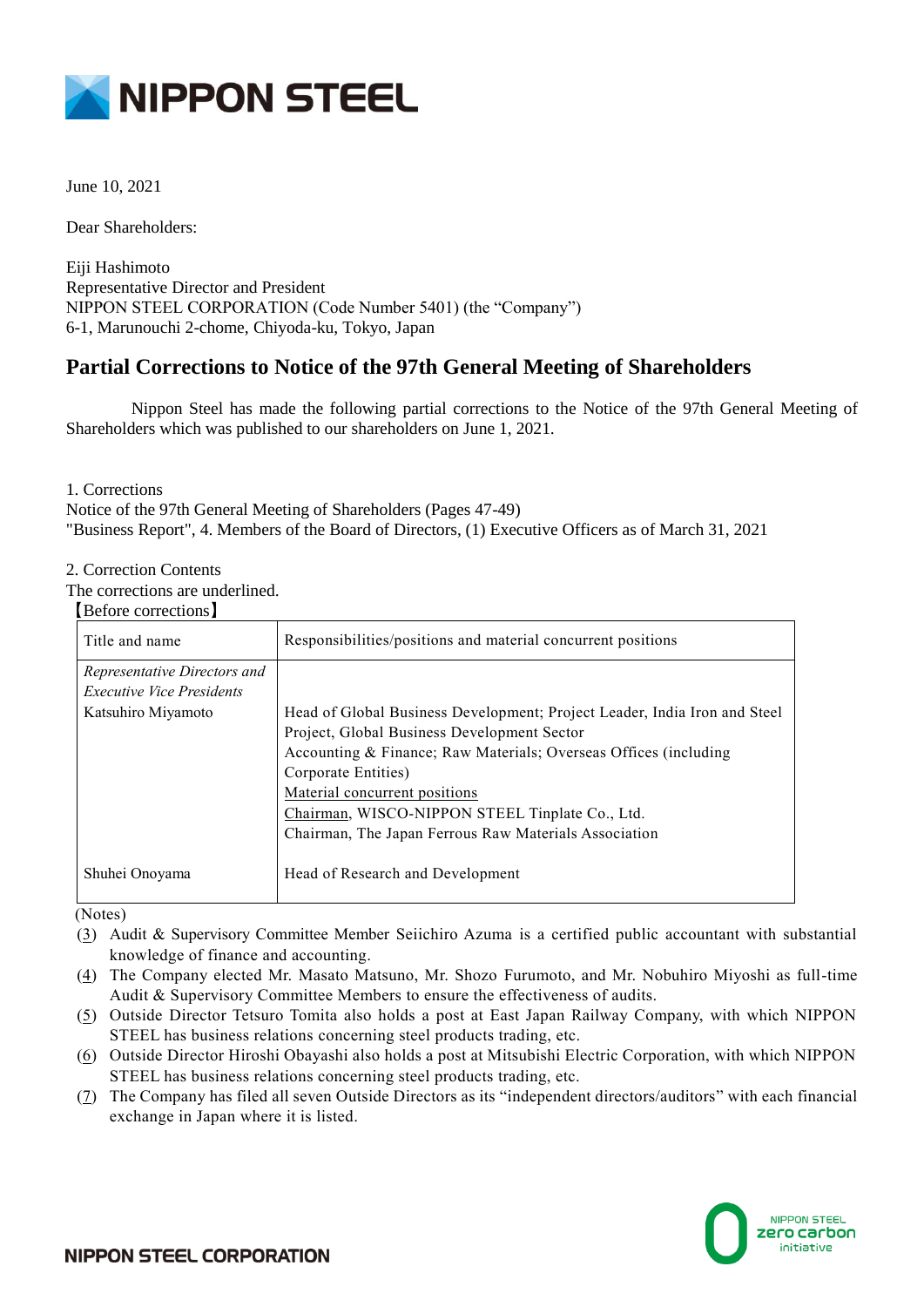June 10, 2021

Dear Shareholders:

Eiji Hashimoto
Representative Director and President
NIPPON STEEL CORPORATION (Code Number 5401) (the "Company")
6-1, Marunouchi 2-chome, Chiyoda-ku, Tokyo, Japan

# Partial Corrections to Notice of the 97th General Meeting of Shareholders

Nippon Steel has made the following partial corrections to the Notice of the 97th General Meeting of Shareholders which was published to our shareholders on June 1, 2021.

1. Corrections
Notice of the 97th General Meeting of Shareholders (Pages 47-49)
"Business Report", 4. Members of the Board of Directors, (1) Executive Officers as of March 31, 2021

2. Correction Contents
The corrections are underlined.
【Before corrections】

| Title and name | Responsibilities/positions and material concurrent positions |
|---|---|
| *Representative Directors and Executive Vice Presidents*<br>Katsuhiro Miyamoto | Head of Global Business Development; Project Leader, India Iron and Steel Project, Global Business Development Sector<br>Accounting & Finance; Raw Materials; Overseas Offices (including Corporate Entities)<br><u>Material concurrent positions</u><br><u>Chairman</u>, WISCO-NIPPON STEEL Tinplate Co., Ltd.<br>Chairman, The Japan Ferrous Raw Materials Association |
| Shuhei Onoyama | Head of Research and Development |

(Notes)

(<u>3</u>) Audit & Supervisory Committee Member Seiichiro Azuma is a certified public accountant with substantial knowledge of finance and accounting.

(<u>4</u>) The Company elected Mr. Masato Matsuno, Mr. Shozo Furumoto, and Mr. Nobuhiro Miyoshi as full-time Audit & Supervisory Committee Members to ensure the effectiveness of audits.

(<u>5</u>) Outside Director Tetsuro Tomita also holds a post at East Japan Railway Company, with which NIPPON STEEL has business relations concerning steel products trading, etc.

(<u>6</u>) Outside Director Hiroshi Obayashi also holds a post at Mitsubishi Electric Corporation, with which NIPPON STEEL has business relations concerning steel products trading, etc.

(<u>7</u>) The Company has filed all seven Outside Directors as its "independent directors/auditors" with each financial exchange in Japan where it is listed.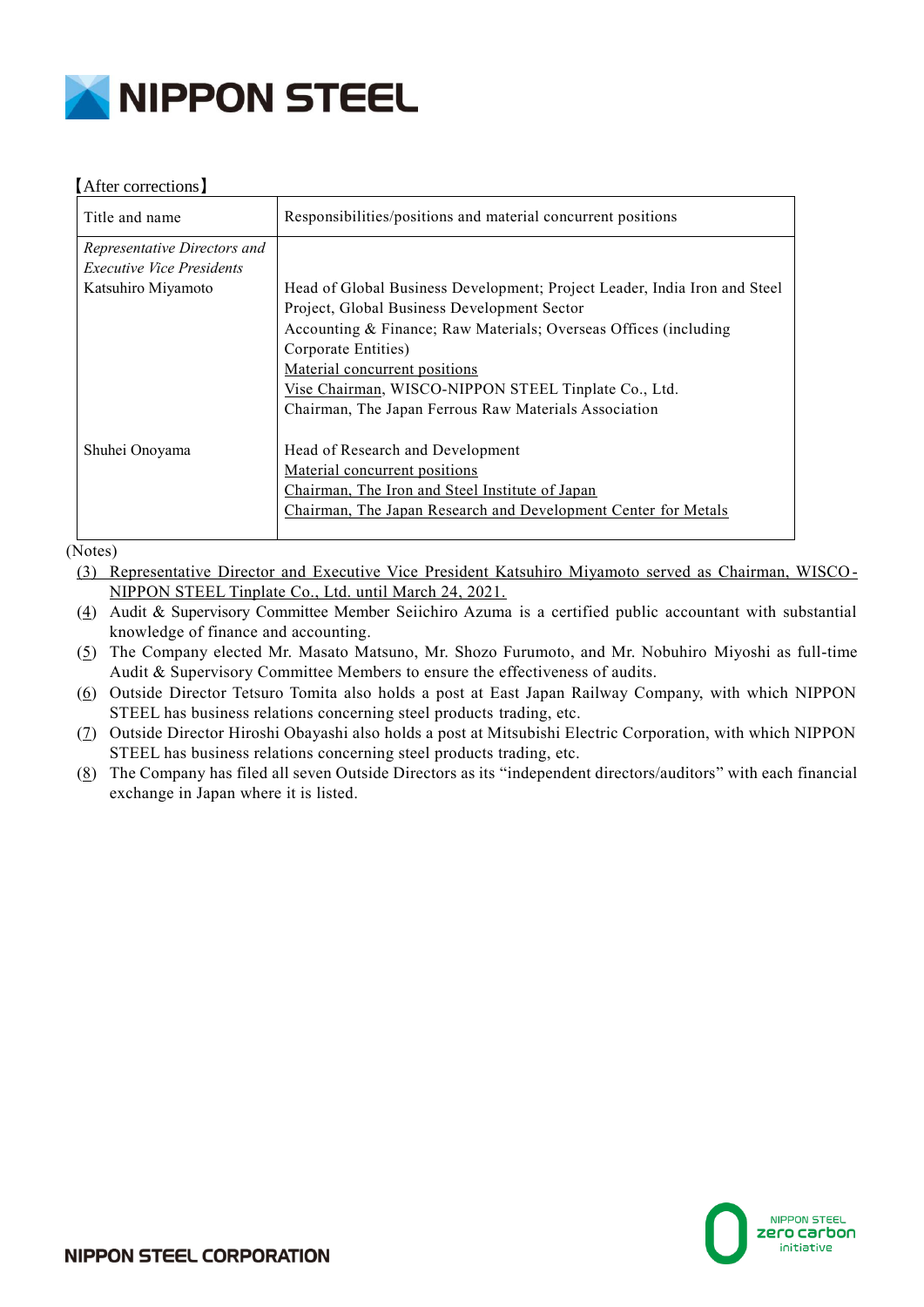【After corrections】

| Title and name | Responsibilities/positions and material concurrent positions |
| --- | --- |
| *Representative Directors and Executive Vice Presidents* | |
| Katsuhiro Miyamoto | Head of Global Business Development; Project Leader, India Iron and Steel Project, Global Business Development Sector<br>Accounting & Finance; Raw Materials; Overseas Offices (including Corporate Entities)<br>Material concurrent positions<br>Vise Chairman, WISCO-NIPPON STEEL Tinplate Co., Ltd.<br>Chairman, The Japan Ferrous Raw Materials Association |
| Shuhei Onoyama | Head of Research and Development<br>Material concurrent positions<br>Chairman, The Iron and Steel Institute of Japan<br>Chairman, The Japan Research and Development Center for Metals |

(Notes)

(3) Representative Director and Executive Vice President Katsuhiro Miyamoto served as Chairman, WISCO-NIPPON STEEL Tinplate Co., Ltd. until March 24, 2021.

(4) Audit & Supervisory Committee Member Seiichiro Azuma is a certified public accountant with substantial knowledge of finance and accounting.

(5) The Company elected Mr. Masato Matsuno, Mr. Shozo Furumoto, and Mr. Nobuhiro Miyoshi as full-time Audit & Supervisory Committee Members to ensure the effectiveness of audits.

(6) Outside Director Tetsuro Tomita also holds a post at East Japan Railway Company, with which NIPPON STEEL has business relations concerning steel products trading, etc.

(7) Outside Director Hiroshi Obayashi also holds a post at Mitsubishi Electric Corporation, with which NIPPON STEEL has business relations concerning steel products trading, etc.

(8) The Company has filed all seven Outside Directors as its "independent directors/auditors" with each financial exchange in Japan where it is listed.